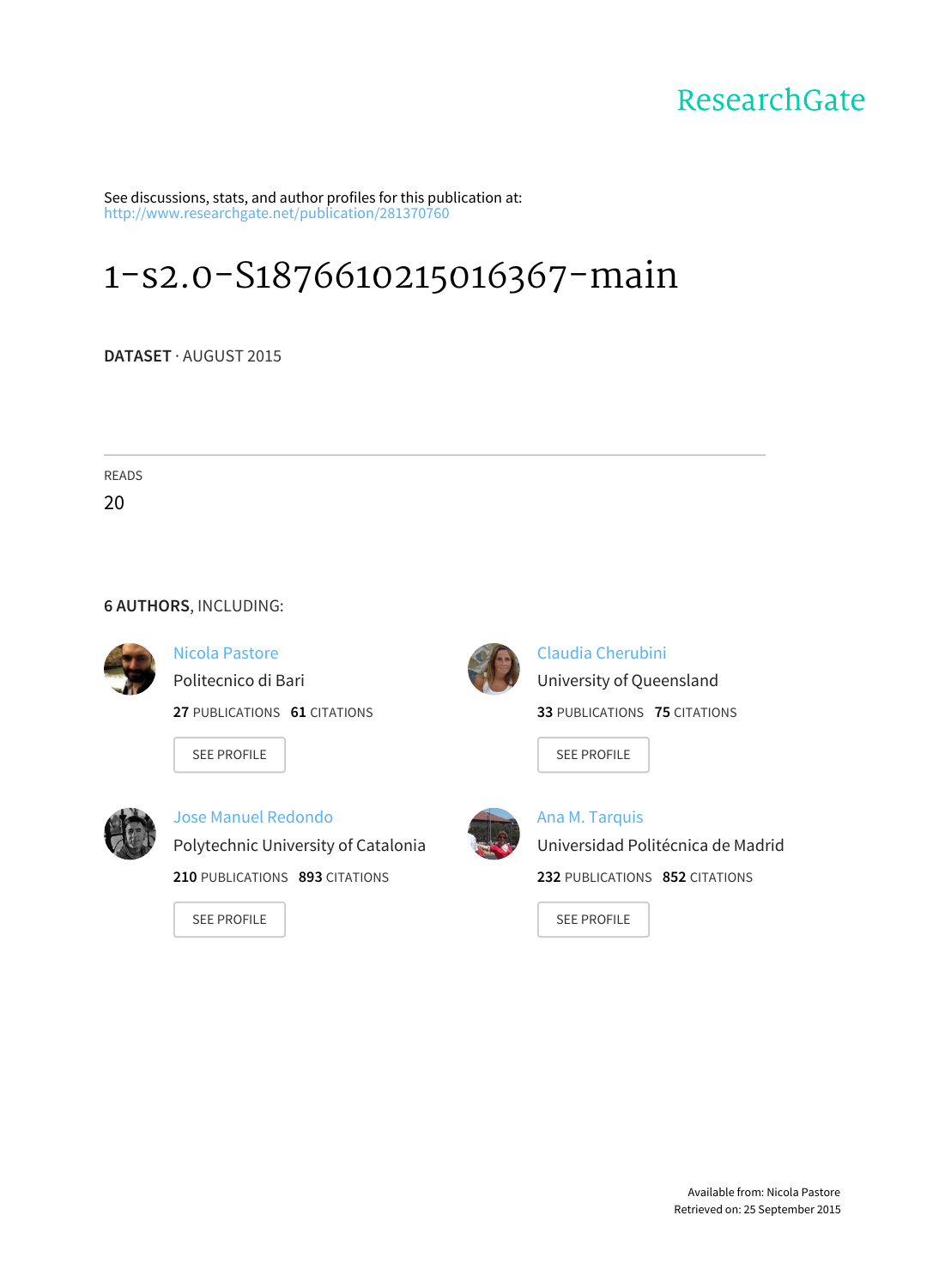ResearchGate

See discussions, stats, and author profiles for this publication at: http://www.researchgate.net/publication/281370760

# 1-s2.0-S1876610215016367-main

**DATASET** · AUGUST 2015

READS

20

**6 AUTHORS**, INCLUDING:

Nicola Pastore
Politecnico di Bari
**27** PUBLICATIONS **61** CITATIONS

SEE PROFILE

Claudia Cherubini
University of Queensland
**33** PUBLICATIONS **75** CITATIONS

SEE PROFILE

Jose Manuel Redondo
Polytechnic University of Catalonia
**210** PUBLICATIONS **893** CITATIONS

SEE PROFILE

Ana M. Tarquis
Universidad Politécnica de Madrid
**232** PUBLICATIONS **852** CITATIONS

SEE PROFILE

Available from: Nicola Pastore
Retrieved on: 25 September 2015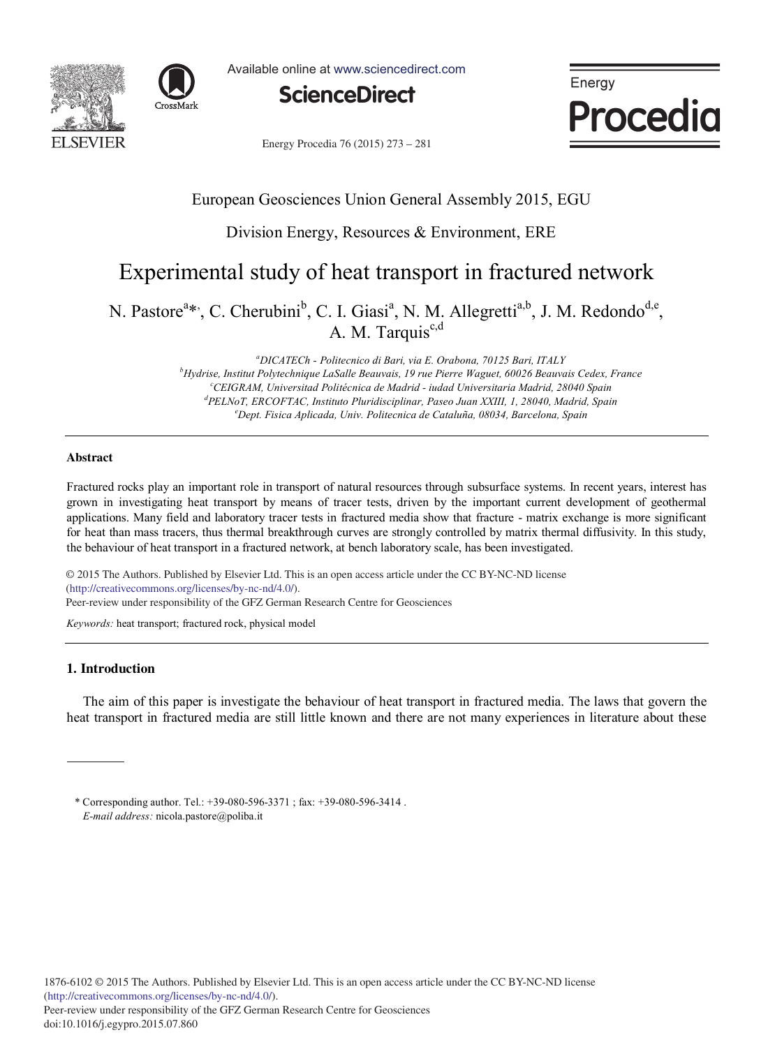# Experimental study of heat transport in fractured network

N. Pastore[a]*, C. Cherubini[b], C. I. Giasi[a], N. M. Allegretti[a,b], J. M. Redondo[d,e], A. M. Tarquis[c,d]

[a]DICATECh - Politecnico di Bari, via E. Orabona, 70125 Bari, ITALY
[b]Hydrise, Institut Polytechnique LaSalle Beauvais, 19 rue Pierre Waguet, 60026 Beauvais Cedex, France
[c]CEIGRAM, Universidad Politécnica de Madrid - iudad Universitaria Madrid, 28040 Spain
[d]PELNoT, ERCOFTAC, Instituto Pluridisciplinar, Paseo Juan XXIII, 1, 28040, Madrid, Spain
[e]Dept. Fisica Aplicada, Univ. Politecnica de Cataluña, 08034, Barcelona, Spain

## Abstract

Fractured rocks play an important role in transport of natural resources through subsurface systems. In recent years, interest has grown in investigating heat transport by means of tracer tests, driven by the important current development of geothermal applications. Many field and laboratory tracer tests in fractured media show that fracture - matrix exchange is more significant for heat than mass tracers, thus thermal breakthrough curves are strongly controlled by matrix thermal diffusivity. In this study, the behaviour of heat transport in a fractured network, at bench laboratory scale, has been investigated.

© 2015 The Authors. Published by Elsevier Ltd. This is an open access article under the CC BY-NC-ND license (http://creativecommons.org/licenses/by-nc-nd/4.0/).
Peer-review under responsibility of the GFZ German Research Centre for Geosciences

*Keywords:* heat transport; fractured rock, physical model

## 1. Introduction

The aim of this paper is investigate the behaviour of heat transport in fractured media. The laws that govern the heat transport in fractured media are still little known and there are not many experiences in literature about these

* Corresponding author. Tel.: +39-080-596-3371 ; fax: +39-080-596-3414 .
*E-mail address:* nicola.pastore@poliba.it

1876-6102 © 2015 The Authors. Published by Elsevier Ltd. This is an open access article under the CC BY-NC-ND license (http://creativecommons.org/licenses/by-nc-nd/4.0/).
Peer-review under responsibility of the GFZ German Research Centre for Geosciences
doi:10.1016/j.egypro.2015.07.860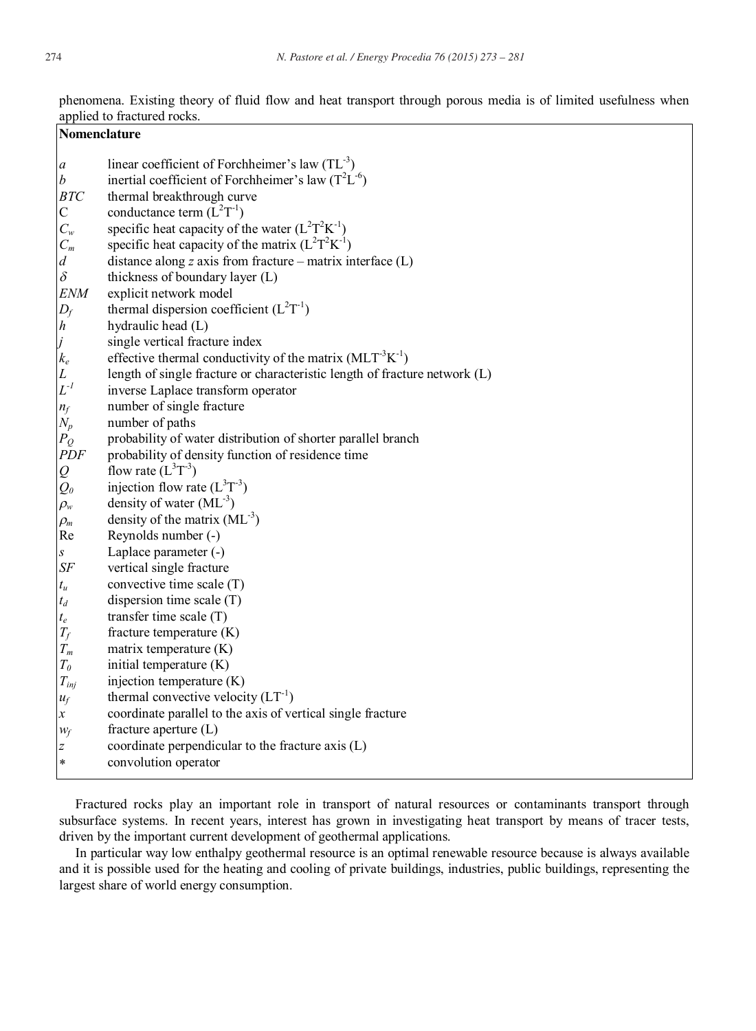phenomena. Existing theory of fluid flow and heat transport through porous media is of limited usefulness when applied to fractured rocks.

**Nomenclature**

| | |
|---|---|
| $a$ | linear coefficient of Forchheimer's law ($TL^{-3}$) |
| $b$ | inertial coefficient of Forchheimer's law ($T^2L^{-6}$) |
| $BTC$ | thermal breakthrough curve |
| C | conductance term ($L^2T^{-1}$) |
| $C_w$ | specific heat capacity of the water ($L^2T^2K^{-1}$) |
| $C_m$ | specific heat capacity of the matrix ($L^2T^2K^{-1}$) |
| $d$ | distance along $z$ axis from fracture – matrix interface (L) |
| $\delta$ | thickness of boundary layer (L) |
| $ENM$ | explicit network model |
| $D_f$ | thermal dispersion coefficient ($L^2T^{-1}$) |
| $h$ | hydraulic head (L) |
| $j$ | single vertical fracture index |
| $k_e$ | effective thermal conductivity of the matrix ($MLT^{-3}K^{-1}$) |
| $L$ | length of single fracture or characteristic length of fracture network (L) |
| $L^{-1}$ | inverse Laplace transform operator |
| $n_f$ | number of single fracture |
| $N_p$ | number of paths |
| $P_Q$ | probability of water distribution of shorter parallel branch |
| $PDF$ | probability of density function of residence time |
| $Q$ | flow rate ($L^3T^{-3}$) |
| $Q_0$ | injection flow rate ($L^3T^{-3}$) |
| $\rho_w$ | density of water ($ML^{-3}$) |
| $\rho_m$ | density of the matrix ($ML^{-3}$) |
| Re | Reynolds number (-) |
| $s$ | Laplace parameter (-) |
| $SF$ | vertical single fracture |
| $t_u$ | convective time scale (T) |
| $t_d$ | dispersion time scale (T) |
| $t_e$ | transfer time scale (T) |
| $T_f$ | fracture temperature (K) |
| $T_m$ | matrix temperature (K) |
| $T_0$ | initial temperature (K) |
| $T_{inj}$ | injection temperature (K) |
| $u_f$ | thermal convective velocity ($LT^{-1}$) |
| $x$ | coordinate parallel to the axis of vertical single fracture |
| $w_f$ | fracture aperture (L) |
| $z$ | coordinate perpendicular to the fracture axis (L) |
| $*$ | convolution operator |

Fractured rocks play an important role in transport of natural resources or contaminants transport through subsurface systems. In recent years, interest has grown in investigating heat transport by means of tracer tests, driven by the important current development of geothermal applications.

In particular way low enthalpy geothermal resource is an optimal renewable resource because is always available and it is possible used for the heating and cooling of private buildings, industries, public buildings, representing the largest share of world energy consumption.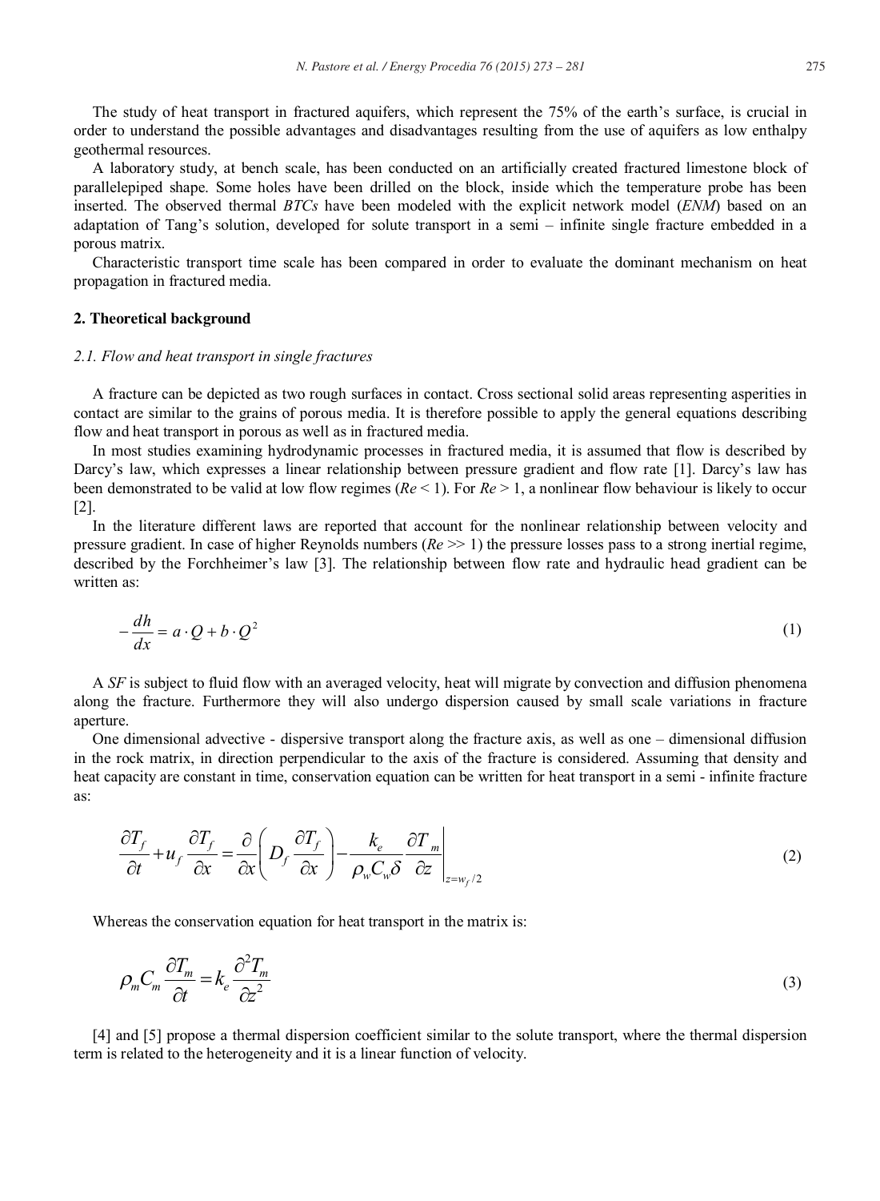The study of heat transport in fractured aquifers, which represent the 75% of the earth's surface, is crucial in order to understand the possible advantages and disadvantages resulting from the use of aquifers as low enthalpy geothermal resources.

A laboratory study, at bench scale, has been conducted on an artificially created fractured limestone block of parallelepiped shape. Some holes have been drilled on the block, inside which the temperature probe has been inserted. The observed thermal *BTCs* have been modeled with the explicit network model (*ENM*) based on an adaptation of Tang's solution, developed for solute transport in a semi – infinite single fracture embedded in a porous matrix.

Characteristic transport time scale has been compared in order to evaluate the dominant mechanism on heat propagation in fractured media.

## 2. Theoretical background

### 2.1. Flow and heat transport in single fractures

A fracture can be depicted as two rough surfaces in contact. Cross sectional solid areas representing asperities in contact are similar to the grains of porous media. It is therefore possible to apply the general equations describing flow and heat transport in porous as well as in fractured media.

In most studies examining hydrodynamic processes in fractured media, it is assumed that flow is described by Darcy's law, which expresses a linear relationship between pressure gradient and flow rate [1]. Darcy's law has been demonstrated to be valid at low flow regimes ($Re < 1$). For $Re > 1$, a nonlinear flow behaviour is likely to occur [2].

In the literature different laws are reported that account for the nonlinear relationship between velocity and pressure gradient. In case of higher Reynolds numbers ($Re >> 1$) the pressure losses pass to a strong inertial regime, described by the Forchheimer's law [3]. The relationship between flow rate and hydraulic head gradient can be written as:

$$-\frac{dh}{dx} = a \cdot Q + b \cdot Q^2 \tag{1}$$

A *SF* is subject to fluid flow with an averaged velocity, heat will migrate by convection and diffusion phenomena along the fracture. Furthermore they will also undergo dispersion caused by small scale variations in fracture aperture.

One dimensional advective - dispersive transport along the fracture axis, as well as one – dimensional diffusion in the rock matrix, in direction perpendicular to the axis of the fracture is considered. Assuming that density and heat capacity are constant in time, conservation equation can be written for heat transport in a semi - infinite fracture as:

$$\frac{\partial T_f}{\partial t} + u_f \frac{\partial T_f}{\partial x} = \frac{\partial}{\partial x}\left( D_f \frac{\partial T_f}{\partial x} \right) - \frac{k_e}{\rho_w C_w \delta} \left. \frac{\partial T_m}{\partial z} \right|_{z = w_f/2} \tag{2}$$

Whereas the conservation equation for heat transport in the matrix is:

$$\rho_m C_m \frac{\partial T_m}{\partial t} = k_e \frac{\partial^2 T_m}{\partial z^2} \tag{3}$$

[4] and [5] propose a thermal dispersion coefficient similar to the solute transport, where the thermal dispersion term is related to the heterogeneity and it is a linear function of velocity.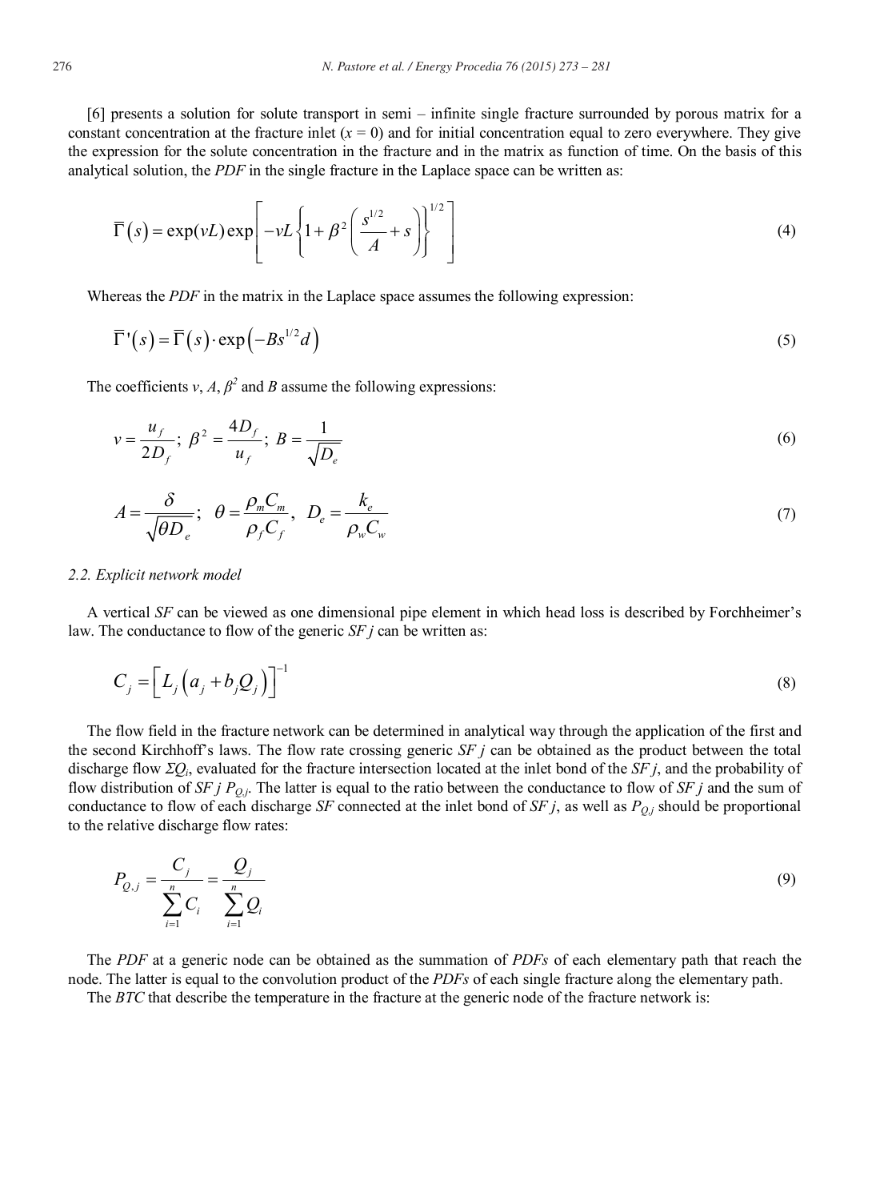[6] presents a solution for solute transport in semi – infinite single fracture surrounded by porous matrix for a constant concentration at the fracture inlet ($x = 0$) and for initial concentration equal to zero everywhere. They give the expression for the solute concentration in the fracture and in the matrix as function of time. On the basis of this analytical solution, the *PDF* in the single fracture in the Laplace space can be written as:

$$\bar{\Gamma}(s) = \exp(vL)\exp\left[-vL\left\{1+\beta^2\left(\frac{s^{1/2}}{A}+s\right)\right\}^{1/2}\right] \tag{4}$$

Whereas the *PDF* in the matrix in the Laplace space assumes the following expression:

$$\bar{\Gamma}'(s) = \bar{\Gamma}(s)\cdot\exp\left(-Bs^{1/2}d\right) \tag{5}$$

The coefficients $v$, $A$, $\beta^2$ and $B$ assume the following expressions:

$$v = \frac{u_f}{2D_f};\ \beta^2 = \frac{4D_f}{u_f};\ B = \frac{1}{\sqrt{D_e}} \tag{6}$$

$$A = \frac{\delta}{\sqrt{\theta D_e}};\ \ \theta = \frac{\rho_m C_m}{\rho_f C_f},\ \ D_e = \frac{k_e}{\rho_w C_w} \tag{7}$$

*2.2. Explicit network model*

A vertical *SF* can be viewed as one dimensional pipe element in which head loss is described by Forchheimer's law. The conductance to flow of the generic *SF j* can be written as:

$$C_j = \left[L_j\left(a_j + b_j Q_j\right)\right]^{-1} \tag{8}$$

The flow field in the fracture network can be determined in analytical way through the application of the first and the second Kirchhoff's laws. The flow rate crossing generic *SF j* can be obtained as the product between the total discharge flow $\Sigma Q_i$, evaluated for the fracture intersection located at the inlet bond of the *SF j*, and the probability of flow distribution of *SF j* $P_{Q,j}$. The latter is equal to the ratio between the conductance to flow of *SF j* and the sum of conductance to flow of each discharge *SF* connected at the inlet bond of *SF j*, as well as $P_{Q,j}$ should be proportional to the relative discharge flow rates:

$$P_{Q,j} = \frac{C_j}{\sum_{i=1}^{n} C_i} = \frac{Q_j}{\sum_{i=1}^{n} Q_i} \tag{9}$$

The *PDF* at a generic node can be obtained as the summation of *PDFs* of each elementary path that reach the node. The latter is equal to the convolution product of the *PDFs* of each single fracture along the elementary path.

The *BTC* that describe the temperature in the fracture at the generic node of the fracture network is: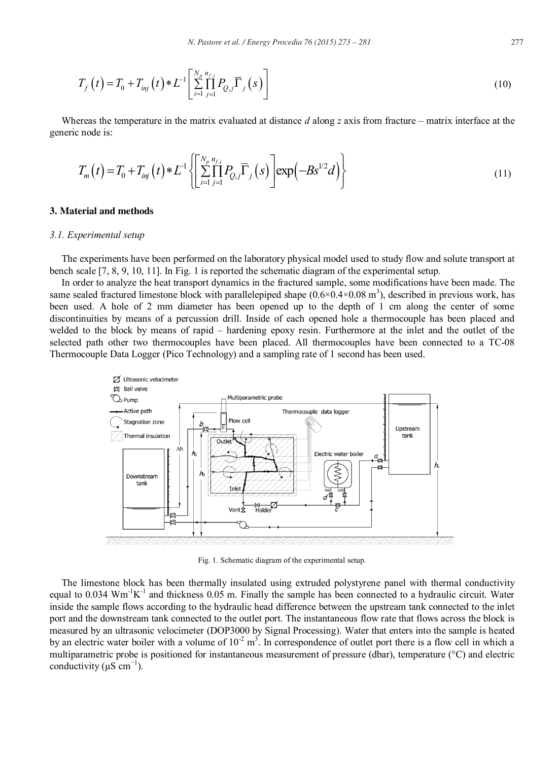$$T_f(t) = T_0 + T_{inj}(t) * L^{-1}\left[\sum_{i=1}^{N_p}\prod_{j=1}^{n_{f,j}} P_{Q,j}\overline{\Gamma}_j(s)\right] \tag{10}$$

Whereas the temperature in the matrix evaluated at distance *d* along *z* axis from fracture – matrix interface at the generic node is:

$$T_m(t) = T_0 + T_{inj}(t) * L^{-1}\left\{\left[\sum_{i=1}^{N_p}\prod_{j=1}^{n_{f,j}} P_{Q,j}\overline{\Gamma}_j(s)\right]\exp\left(-Bs^{1/2}d\right)\right\} \tag{11}$$

### 3. Material and methods

#### *3.1. Experimental setup*

The experiments have been performed on the laboratory physical model used to study flow and solute transport at bench scale [7, 8, 9, 10, 11]. In Fig. 1 is reported the schematic diagram of the experimental setup.

In order to analyze the heat transport dynamics in the fractured sample, some modifications have been made. The same sealed fractured limestone block with parallelepiped shape ($0.6\times0.4\times0.08$ m$^3$), described in previous work, has been used. A hole of 2 mm diameter has been opened up to the depth of 1 cm along the center of some discontinuities by means of a percussion drill. Inside of each opened hole a thermocouple has been placed and welded to the block by means of rapid – hardening epoxy resin. Furthermore at the inlet and the outlet of the selected path other two thermocouples have been placed. All thermocouples have been connected to a TC-08 Thermocouple Data Logger (Pico Technology) and a sampling rate of 1 second has been used.

Fig. 1. Schematic diagram of the experimental setup.

The limestone block has been thermally insulated using extruded polystyrene panel with thermal conductivity equal to 0.034 Wm$^{-1}$K$^{-1}$ and thickness 0.05 m. Finally the sample has been connected to a hydraulic circuit. Water inside the sample flows according to the hydraulic head difference between the upstream tank connected to the inlet port and the downstream tank connected to the outlet port. The instantaneous flow rate that flows across the block is measured by an ultrasonic velocimeter (DOP3000 by Signal Processing). Water that enters into the sample is heated by an electric water boiler with a volume of $10^{-2}$ m$^3$. In correspondence of outlet port there is a flow cell in which a multiparametric probe is positioned for instantaneous measurement of pressure (dbar), temperature (°C) and electric conductivity (μS cm$^{-1}$).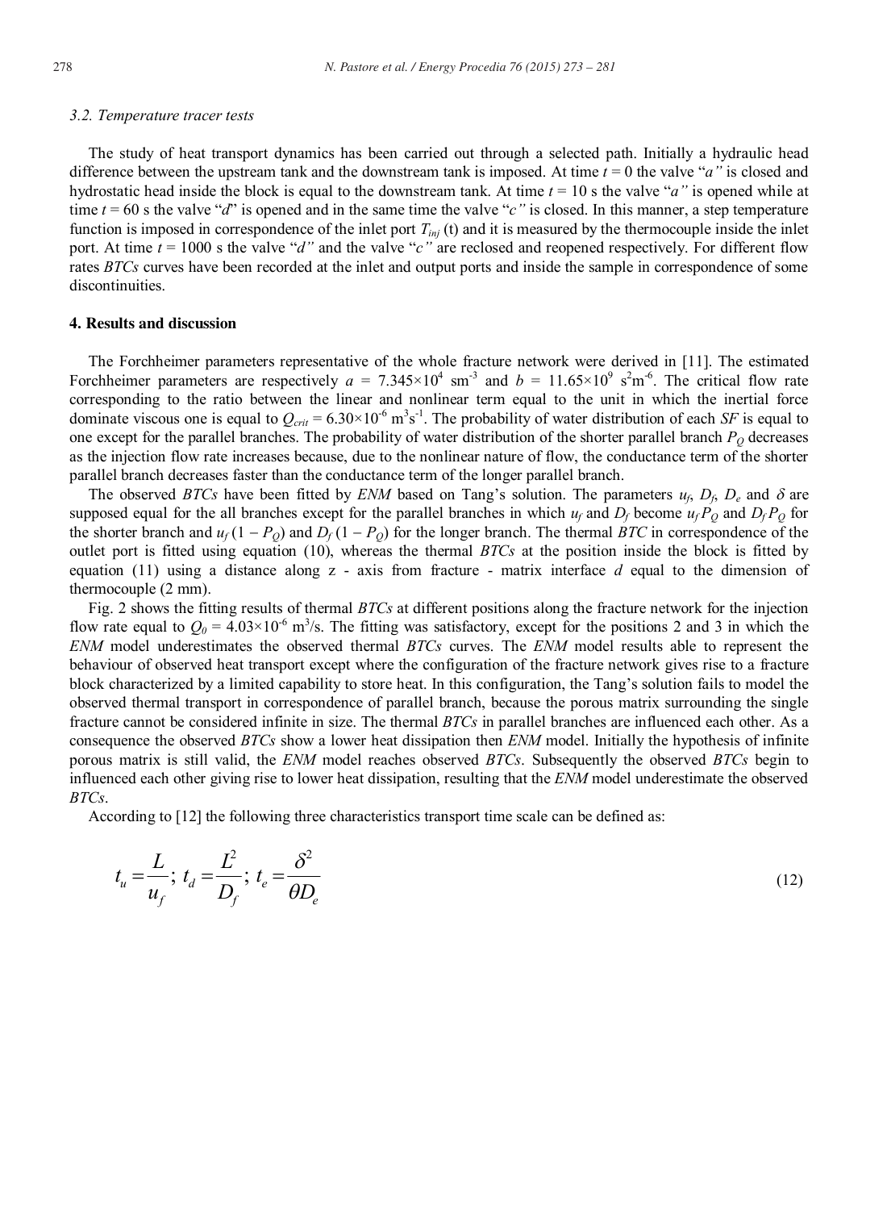### 3.2. Temperature tracer tests

The study of heat transport dynamics has been carried out through a selected path. Initially a hydraulic head difference between the upstream tank and the downstream tank is imposed. At time $t = 0$ the valve "*a"* is closed and hydrostatic head inside the block is equal to the downstream tank. At time $t = 10$ s the valve "*a"* is opened while at time $t = 60$ s the valve "*d*" is opened and in the same time the valve "*c"* is closed. In this manner, a step temperature function is imposed in correspondence of the inlet port $T_{inj}$ (t) and it is measured by the thermocouple inside the inlet port. At time $t = 1000$ s the valve "*d"* and the valve "*c"* are reclosed and reopened respectively. For different flow rates *BTCs* curves have been recorded at the inlet and output ports and inside the sample in correspondence of some discontinuities.

## 4. Results and discussion

The Forchheimer parameters representative of the whole fracture network were derived in [11]. The estimated Forchheimer parameters are respectively $a = 7.345\times10^{4}$ sm$^{-3}$ and $b = 11.65\times10^{9}$ s$^{2}$m$^{-6}$. The critical flow rate corresponding to the ratio between the linear and nonlinear term equal to the unit in which the inertial force dominate viscous one is equal to $Q_{crit} = 6.30\times10^{-6}$ m$^{3}$s$^{-1}$. The probability of water distribution of each *SF* is equal to one except for the parallel branches. The probability of water distribution of the shorter parallel branch $P_Q$ decreases as the injection flow rate increases because, due to the nonlinear nature of flow, the conductance term of the shorter parallel branch decreases faster than the conductance term of the longer parallel branch.

The observed *BTCs* have been fitted by *ENM* based on Tang's solution. The parameters $u_f$, $D_f$, $D_e$ and $\delta$ are supposed equal for the all branches except for the parallel branches in which $u_f$ and $D_f$ become $u_f P_Q$ and $D_f P_Q$ for the shorter branch and $u_f (1 - P_Q)$ and $D_f (1 - P_Q)$ for the longer branch. The thermal *BTC* in correspondence of the outlet port is fitted using equation (10), whereas the thermal *BTCs* at the position inside the block is fitted by equation (11) using a distance along z - axis from fracture - matrix interface $d$ equal to the dimension of thermocouple (2 mm).

Fig. 2 shows the fitting results of thermal *BTCs* at different positions along the fracture network for the injection flow rate equal to $Q_0 = 4.03\times10^{-6}$ m$^{3}$/s. The fitting was satisfactory, except for the positions 2 and 3 in which the *ENM* model underestimates the observed thermal *BTCs* curves. The *ENM* model results able to represent the behaviour of observed heat transport except where the configuration of the fracture network gives rise to a fracture block characterized by a limited capability to store heat. In this configuration, the Tang's solution fails to model the observed thermal transport in correspondence of parallel branch, because the porous matrix surrounding the single fracture cannot be considered infinite in size. The thermal *BTCs* in parallel branches are influenced each other. As a consequence the observed *BTCs* show a lower heat dissipation then *ENM* model. Initially the hypothesis of infinite porous matrix is still valid, the *ENM* model reaches observed *BTCs*. Subsequently the observed *BTCs* begin to influenced each other giving rise to lower heat dissipation, resulting that the *ENM* model underestimate the observed *BTCs*.

According to [12] the following three characteristics transport time scale can be defined as:

$$t_u = \frac{L}{u_f};\ t_d = \frac{L^2}{D_f};\ t_e = \frac{\delta^2}{\theta D_e} \tag{12}$$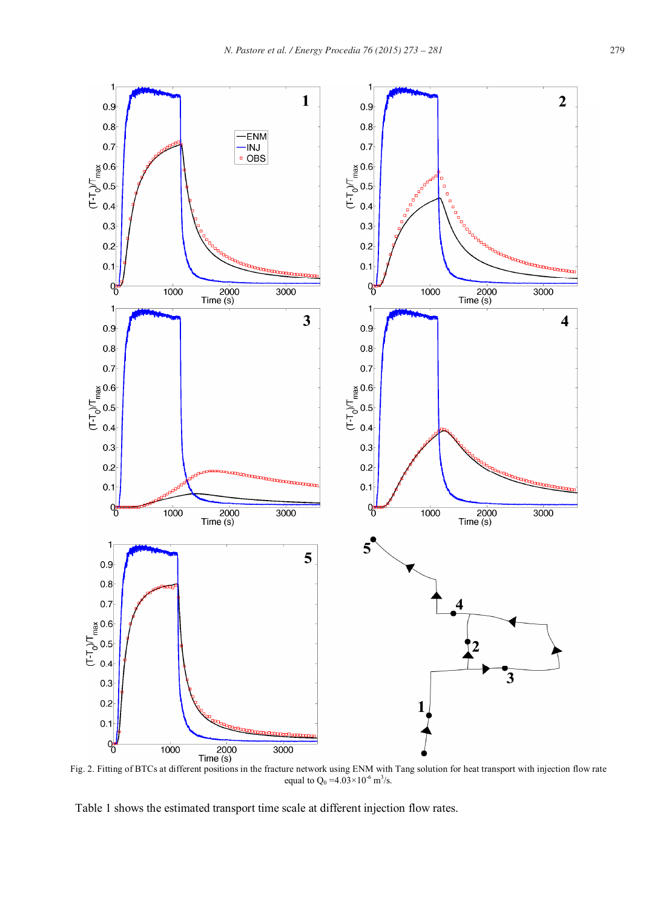Fig. 2. Fitting of BTCs at different positions in the fracture network using ENM with Tang solution for heat transport with injection flow rate equal to $Q_0 = 4.03\times10^{-6}$ $m^3/s$.

Table 1 shows the estimated transport time scale at different injection flow rates.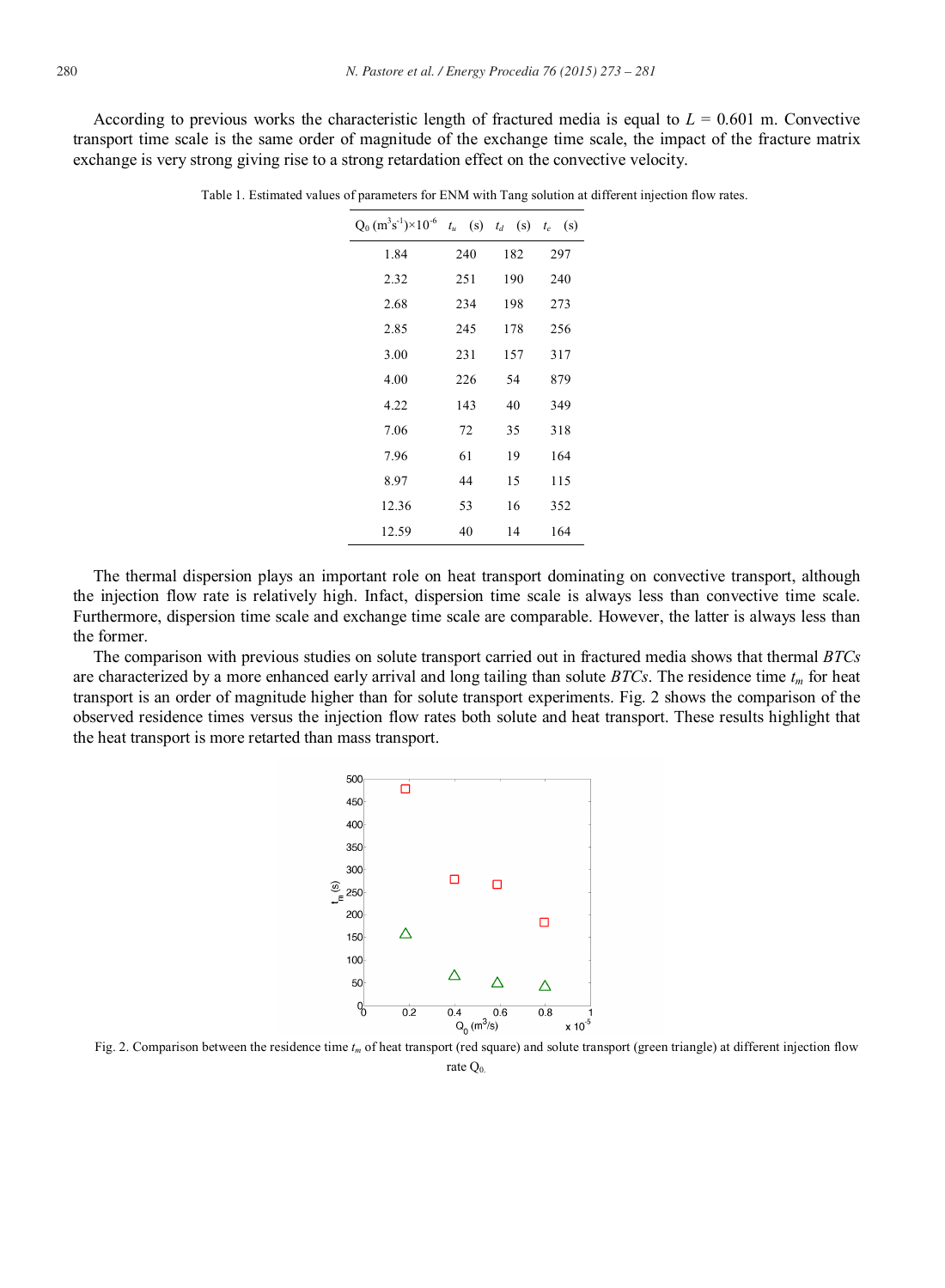According to previous works the characteristic length of fractured media is equal to $L$ = 0.601 m. Convective transport time scale is the same order of magnitude of the exchange time scale, the impact of the fracture matrix exchange is very strong giving rise to a strong retardation effect on the convective velocity.

Table 1. Estimated values of parameters for ENM with Tang solution at different injection flow rates.

| $Q_0$ ($m^3s^{-1}$)$\times10^{-6}$ | $t_u$ (s) | $t_d$ (s) | $t_e$ (s) |
|---|---|---|---|
| 1.84 | 240 | 182 | 297 |
| 2.32 | 251 | 190 | 240 |
| 2.68 | 234 | 198 | 273 |
| 2.85 | 245 | 178 | 256 |
| 3.00 | 231 | 157 | 317 |
| 4.00 | 226 | 54 | 879 |
| 4.22 | 143 | 40 | 349 |
| 7.06 | 72 | 35 | 318 |
| 7.96 | 61 | 19 | 164 |
| 8.97 | 44 | 15 | 115 |
| 12.36 | 53 | 16 | 352 |
| 12.59 | 40 | 14 | 164 |

The thermal dispersion plays an important role on heat transport dominating on convective transport, although the injection flow rate is relatively high. Infact, dispersion time scale is always less than convective time scale. Furthermore, dispersion time scale and exchange time scale are comparable. However, the latter is always less than the former.

The comparison with previous studies on solute transport carried out in fractured media shows that thermal *BTCs* are characterized by a more enhanced early arrival and long tailing than solute *BTCs*. The residence time $t_m$ for heat transport is an order of magnitude higher than for solute transport experiments. Fig. 2 shows the comparison of the observed residence times versus the injection flow rates both solute and heat transport. These results highlight that the heat transport is more retarted than mass transport.

Fig. 2. Comparison between the residence time $t_m$ of heat transport (red square) and solute transport (green triangle) at different injection flow rate $Q_0$.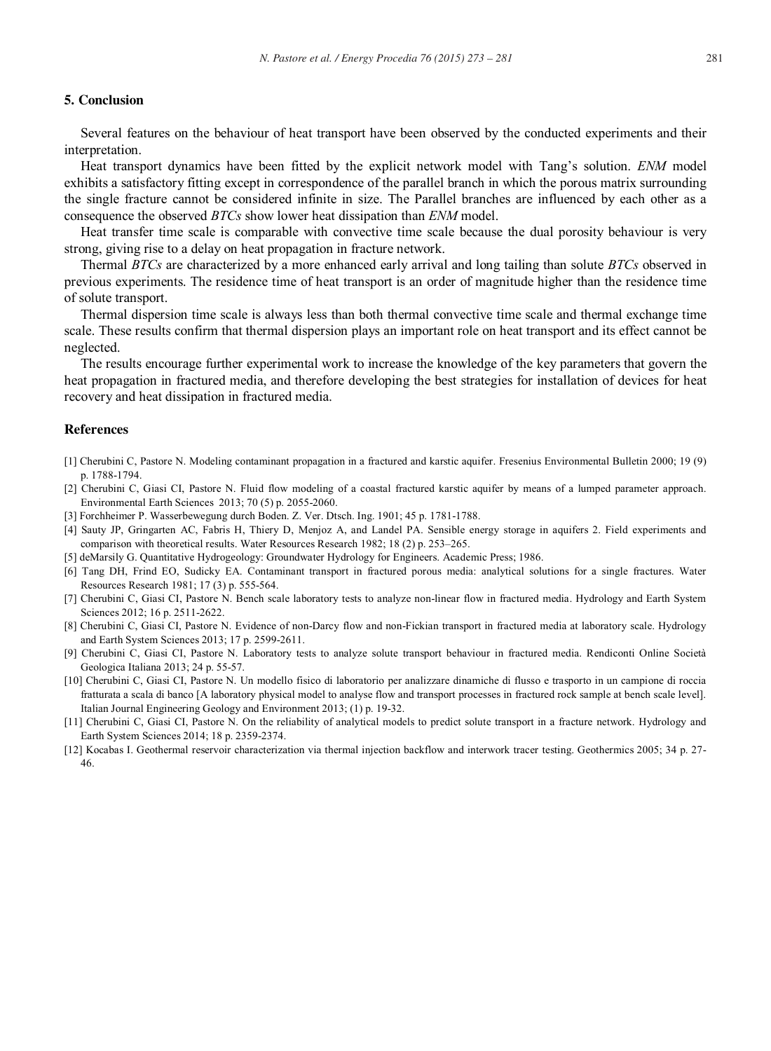## 5. Conclusion

Several features on the behaviour of heat transport have been observed by the conducted experiments and their interpretation.

Heat transport dynamics have been fitted by the explicit network model with Tang's solution. *ENM* model exhibits a satisfactory fitting except in correspondence of the parallel branch in which the porous matrix surrounding the single fracture cannot be considered infinite in size. The Parallel branches are influenced by each other as a consequence the observed *BTCs* show lower heat dissipation than *ENM* model.

Heat transfer time scale is comparable with convective time scale because the dual porosity behaviour is very strong, giving rise to a delay on heat propagation in fracture network.

Thermal *BTCs* are characterized by a more enhanced early arrival and long tailing than solute *BTCs* observed in previous experiments. The residence time of heat transport is an order of magnitude higher than the residence time of solute transport.

Thermal dispersion time scale is always less than both thermal convective time scale and thermal exchange time scale. These results confirm that thermal dispersion plays an important role on heat transport and its effect cannot be neglected.

The results encourage further experimental work to increase the knowledge of the key parameters that govern the heat propagation in fractured media, and therefore developing the best strategies for installation of devices for heat recovery and heat dissipation in fractured media.

## References

[1] Cherubini C, Pastore N. Modeling contaminant propagation in a fractured and karstic aquifer. Fresenius Environmental Bulletin 2000; 19 (9) p. 1788-1794.

[2] Cherubini C, Giasi CI, Pastore N. Fluid flow modeling of a coastal fractured karstic aquifer by means of a lumped parameter approach. Environmental Earth Sciences 2013; 70 (5) p. 2055-2060.

[3] Forchheimer P. Wasserbewegung durch Boden. Z. Ver. Dtsch. Ing. 1901; 45 p. 1781-1788.

[4] Sauty JP, Gringarten AC, Fabris H, Thiery D, Menjoz A, and Landel PA. Sensible energy storage in aquifers 2. Field experiments and comparison with theoretical results. Water Resources Research 1982; 18 (2) p. 253–265.

[5] deMarsily G. Quantitative Hydrogeology: Groundwater Hydrology for Engineers. Academic Press; 1986.

[6] Tang DH, Frind EO, Sudicky EA. Contaminant transport in fractured porous media: analytical solutions for a single fractures. Water Resources Research 1981; 17 (3) p. 555-564.

[7] Cherubini C, Giasi CI, Pastore N. Bench scale laboratory tests to analyze non-linear flow in fractured media. Hydrology and Earth System Sciences 2012; 16 p. 2511-2622.

[8] Cherubini C, Giasi CI, Pastore N. Evidence of non-Darcy flow and non-Fickian transport in fractured media at laboratory scale. Hydrology and Earth System Sciences 2013; 17 p. 2599-2611.

[9] Cherubini C, Giasi CI, Pastore N. Laboratory tests to analyze solute transport behaviour in fractured media. Rendiconti Online Società Geologica Italiana 2013; 24 p. 55-57.

[10] Cherubini C, Giasi CI, Pastore N. Un modello fisico di laboratorio per analizzare dinamiche di flusso e trasporto in un campione di roccia fratturata a scala di banco [A laboratory physical model to analyse flow and transport processes in fractured rock sample at bench scale level]. Italian Journal Engineering Geology and Environment 2013; (1) p. 19-32.

[11] Cherubini C, Giasi CI, Pastore N. On the reliability of analytical models to predict solute transport in a fracture network. Hydrology and Earth System Sciences 2014; 18 p. 2359-2374.

[12] Kocabas I. Geothermal reservoir characterization via thermal injection backflow and interwork tracer testing. Geothermics 2005; 34 p. 27-46.